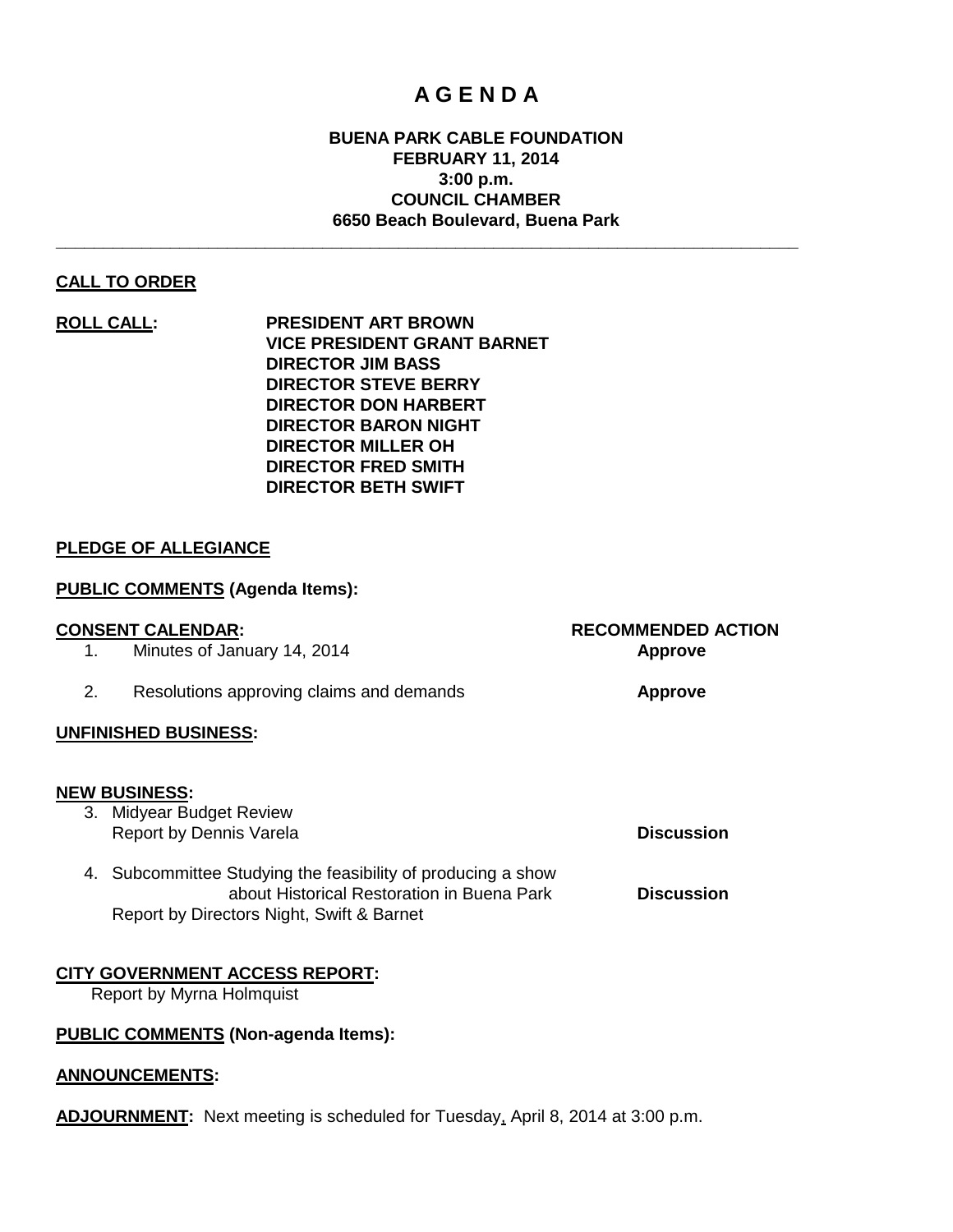# A G E N D A

**BUENA PARK CABLE FOUNDATION**
**FEBRUARY 11, 2014**
**3:00 p.m.**
**COUNCIL CHAMBER**
**6650 Beach Boulevard, Buena Park**

---

**CALL TO ORDER**

**ROLL CALL:**

**PRESIDENT ART BROWN**
**VICE PRESIDENT GRANT BARNET**
**DIRECTOR JIM BASS**
**DIRECTOR STEVE BERRY**
**DIRECTOR DON HARBERT**
**DIRECTOR BARON NIGHT**
**DIRECTOR MILLER OH**
**DIRECTOR FRED SMITH**
**DIRECTOR BETH SWIFT**

**PLEDGE OF ALLEGIANCE**

**PUBLIC COMMENTS (Agenda Items):**

| **CONSENT CALENDAR:** | **RECOMMENDED ACTION** |
|---|---|
| 1. Minutes of January 14, 2014 | **Approve** |
| 2. Resolutions approving claims and demands | **Approve** |

**UNFINISHED BUSINESS:**

**NEW BUSINESS:**

| | |
|---|---|
| 3. Midyear Budget Review<br>Report by Dennis Varela | **Discussion** |
| 4. Subcommittee Studying the feasibility of producing a show about Historical Restoration in Buena Park<br>Report by Directors Night, Swift & Barnet | **Discussion** |

**CITY GOVERNMENT ACCESS REPORT:**
Report by Myrna Holmquist

**PUBLIC COMMENTS (Non-agenda Items):**

**ANNOUNCEMENTS:**

**ADJOURNMENT:** Next meeting is scheduled for Tuesday, April 8, 2014 at 3:00 p.m.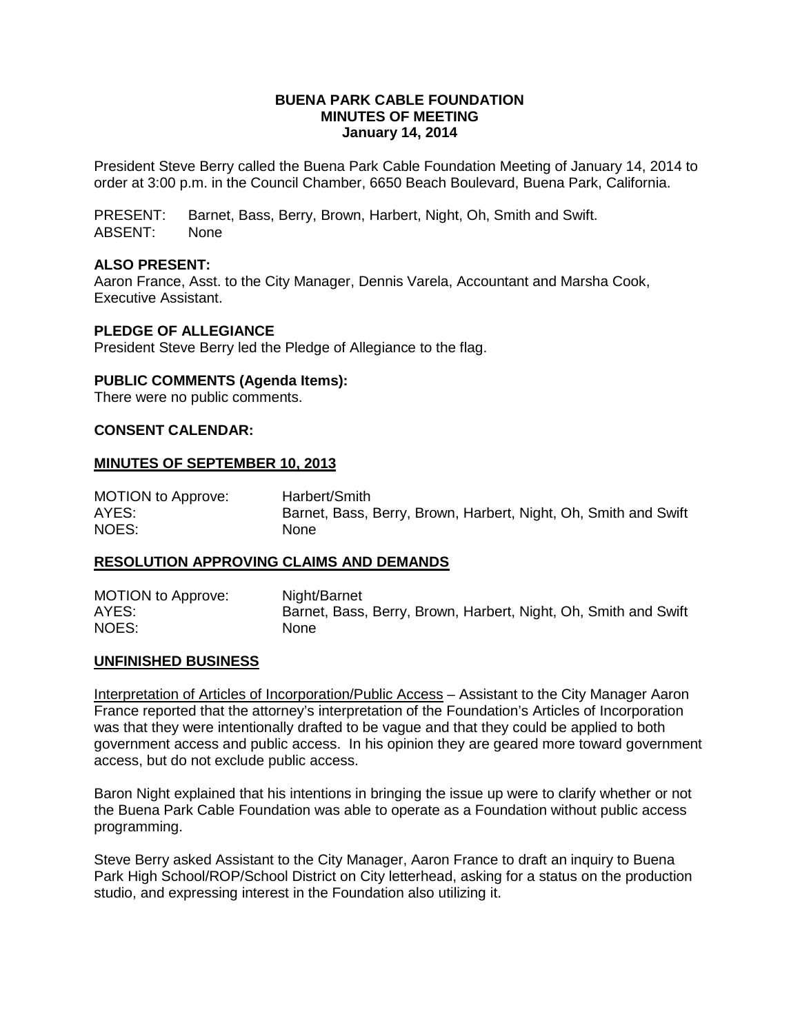**BUENA PARK CABLE FOUNDATION**
**MINUTES OF MEETING**
**January 14, 2014**

President Steve Berry called the Buena Park Cable Foundation Meeting of January 14, 2014 to order at 3:00 p.m. in the Council Chamber, 6650 Beach Boulevard, Buena Park, California.

PRESENT: Barnet, Bass, Berry, Brown, Harbert, Night, Oh, Smith and Swift.
ABSENT: None

### ALSO PRESENT:

Aaron France, Asst. to the City Manager, Dennis Varela, Accountant and Marsha Cook, Executive Assistant.

### PLEDGE OF ALLEGIANCE

President Steve Berry led the Pledge of Allegiance to the flag.

### PUBLIC COMMENTS (Agenda Items):

There were no public comments.

### CONSENT CALENDAR:

### MINUTES OF SEPTEMBER 10, 2013

MOTION to Approve: Harbert/Smith
AYES: Barnet, Bass, Berry, Brown, Harbert, Night, Oh, Smith and Swift
NOES: None

### RESOLUTION APPROVING CLAIMS AND DEMANDS

MOTION to Approve: Night/Barnet
AYES: Barnet, Bass, Berry, Brown, Harbert, Night, Oh, Smith and Swift
NOES: None

### UNFINISHED BUSINESS

Interpretation of Articles of Incorporation/Public Access – Assistant to the City Manager Aaron France reported that the attorney's interpretation of the Foundation's Articles of Incorporation was that they were intentionally drafted to be vague and that they could be applied to both government access and public access. In his opinion they are geared more toward government access, but do not exclude public access.

Baron Night explained that his intentions in bringing the issue up were to clarify whether or not the Buena Park Cable Foundation was able to operate as a Foundation without public access programming.

Steve Berry asked Assistant to the City Manager, Aaron France to draft an inquiry to Buena Park High School/ROP/School District on City letterhead, asking for a status on the production studio, and expressing interest in the Foundation also utilizing it.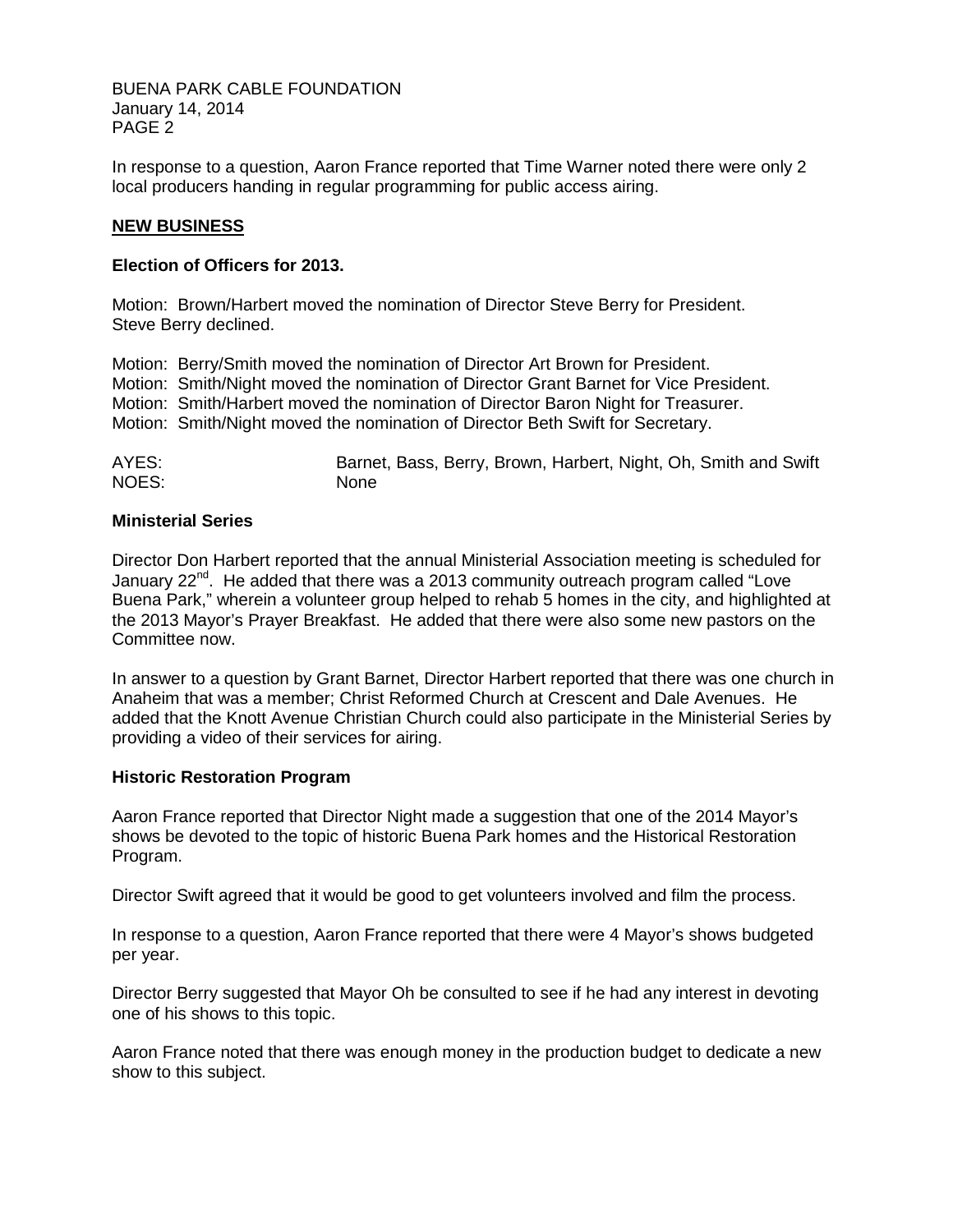In response to a question, Aaron France reported that Time Warner noted there were only 2 local producers handing in regular programming for public access airing.

## NEW BUSINESS

### Election of Officers for 2013.

Motion: Brown/Harbert moved the nomination of Director Steve Berry for President. Steve Berry declined.

Motion: Berry/Smith moved the nomination of Director Art Brown for President.
Motion: Smith/Night moved the nomination of Director Grant Barnet for Vice President.
Motion: Smith/Harbert moved the nomination of Director Baron Night for Treasurer.
Motion: Smith/Night moved the nomination of Director Beth Swift for Secretary.

AYES: Barnet, Bass, Berry, Brown, Harbert, Night, Oh, Smith and Swift
NOES: None

### Ministerial Series

Director Don Harbert reported that the annual Ministerial Association meeting is scheduled for January 22nd. He added that there was a 2013 community outreach program called "Love Buena Park," wherein a volunteer group helped to rehab 5 homes in the city, and highlighted at the 2013 Mayor's Prayer Breakfast. He added that there were also some new pastors on the Committee now.

In answer to a question by Grant Barnet, Director Harbert reported that there was one church in Anaheim that was a member; Christ Reformed Church at Crescent and Dale Avenues. He added that the Knott Avenue Christian Church could also participate in the Ministerial Series by providing a video of their services for airing.

### Historic Restoration Program

Aaron France reported that Director Night made a suggestion that one of the 2014 Mayor's shows be devoted to the topic of historic Buena Park homes and the Historical Restoration Program.

Director Swift agreed that it would be good to get volunteers involved and film the process.

In response to a question, Aaron France reported that there were 4 Mayor's shows budgeted per year.

Director Berry suggested that Mayor Oh be consulted to see if he had any interest in devoting one of his shows to this topic.

Aaron France noted that there was enough money in the production budget to dedicate a new show to this subject.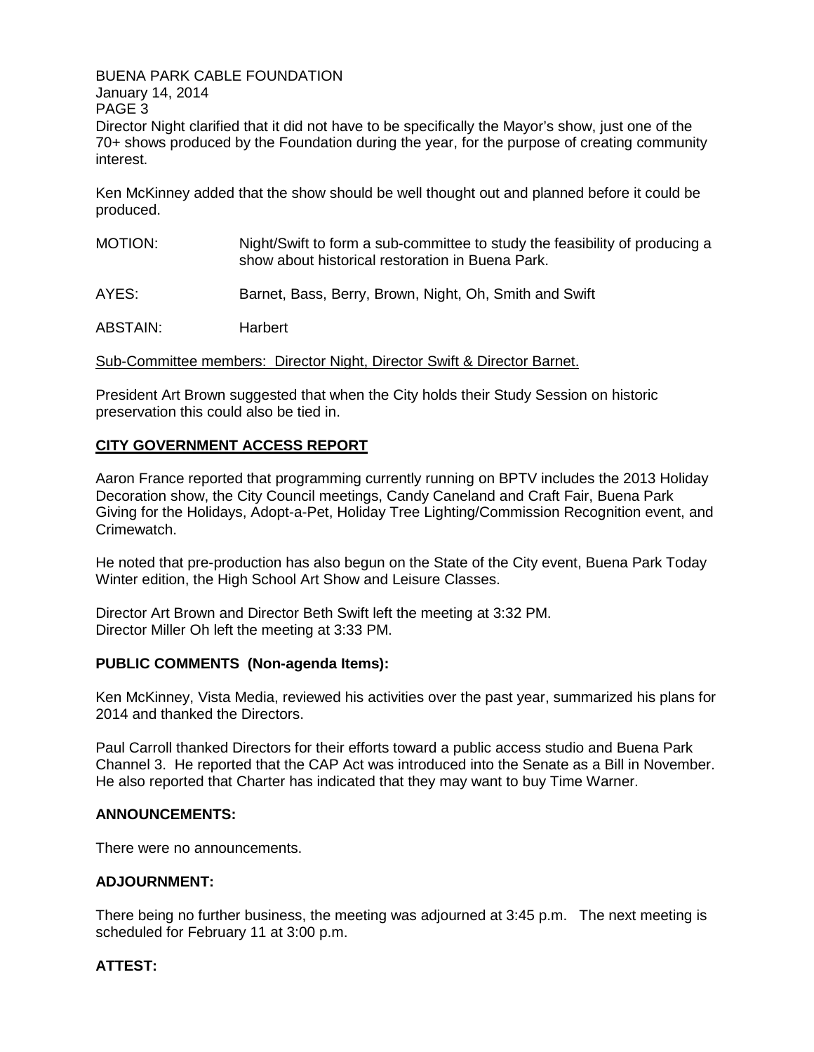Director Night clarified that it did not have to be specifically the Mayor's show, just one of the 70+ shows produced by the Foundation during the year, for the purpose of creating community interest.

Ken McKinney added that the show should be well thought out and planned before it could be produced.

MOTION: Night/Swift to form a sub-committee to study the feasibility of producing a show about historical restoration in Buena Park.

AYES: Barnet, Bass, Berry, Brown, Night, Oh, Smith and Swift

ABSTAIN: Harbert

Sub-Committee members: Director Night, Director Swift & Director Barnet.

President Art Brown suggested that when the City holds their Study Session on historic preservation this could also be tied in.

## CITY GOVERNMENT ACCESS REPORT

Aaron France reported that programming currently running on BPTV includes the 2013 Holiday Decoration show, the City Council meetings, Candy Caneland and Craft Fair, Buena Park Giving for the Holidays, Adopt-a-Pet, Holiday Tree Lighting/Commission Recognition event, and Crimewatch.

He noted that pre-production has also begun on the State of the City event, Buena Park Today Winter edition, the High School Art Show and Leisure Classes.

Director Art Brown and Director Beth Swift left the meeting at 3:32 PM.
Director Miller Oh left the meeting at 3:33 PM.

## PUBLIC COMMENTS (Non-agenda Items):

Ken McKinney, Vista Media, reviewed his activities over the past year, summarized his plans for 2014 and thanked the Directors.

Paul Carroll thanked Directors for their efforts toward a public access studio and Buena Park Channel 3. He reported that the CAP Act was introduced into the Senate as a Bill in November. He also reported that Charter has indicated that they may want to buy Time Warner.

## ANNOUNCEMENTS:

There were no announcements.

## ADJOURNMENT:

There being no further business, the meeting was adjourned at 3:45 p.m. The next meeting is scheduled for February 11 at 3:00 p.m.

## ATTEST: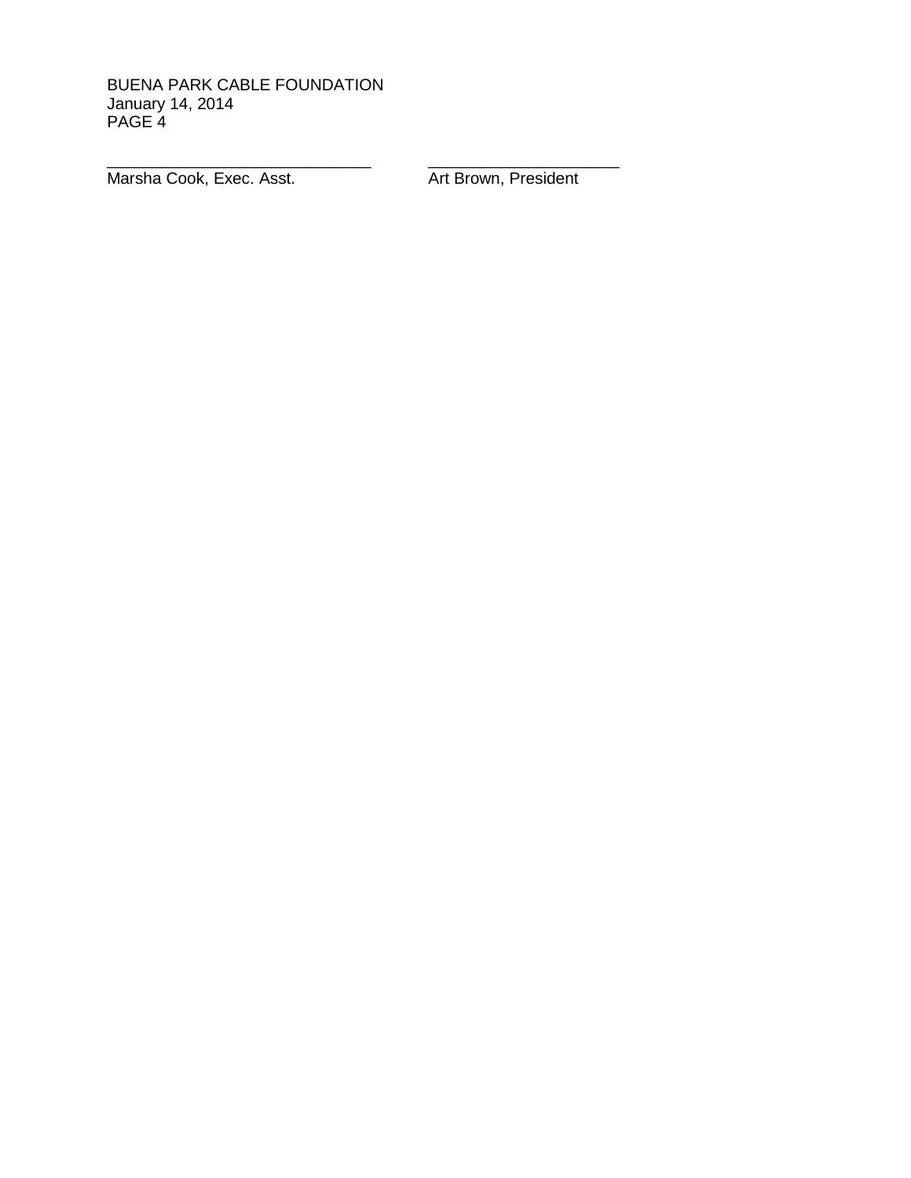\_\_\_\_\_\_\_\_\_\_\_\_\_\_\_\_\_\_\_\_\_\_\_\_\_\_\_\_\_\_ \_\_\_\_\_\_\_\_\_\_\_\_\_\_\_\_\_\_\_\_\_\_

Marsha Cook, Exec. Asst. Art Brown, President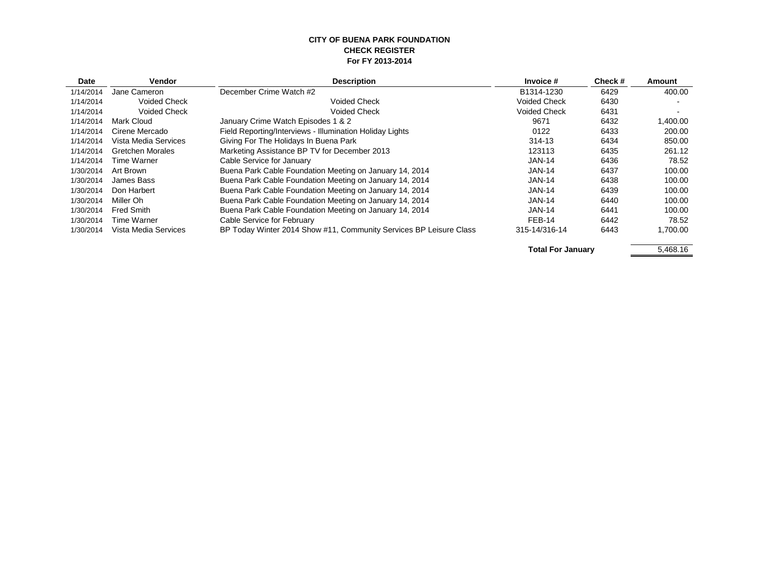**CITY OF BUENA PARK FOUNDATION**
**CHECK REGISTER**
**For FY 2013-2014**

| Date | Vendor | Description | Invoice # | Check # | Amount |
|---|---|---|---|---|---|
| 1/14/2014 | Jane Cameron | December Crime Watch #2 | B1314-1230 | 6429 | 400.00 |
| 1/14/2014 | Voided Check | Voided Check | Voided Check | 6430 | - |
| 1/14/2014 | Voided Check | Voided Check | Voided Check | 6431 | - |
| 1/14/2014 | Mark Cloud | January Crime Watch Episodes 1 & 2 | 9671 | 6432 | 1,400.00 |
| 1/14/2014 | Cirene Mercado | Field Reporting/Interviews - Illumination Holiday Lights | 0122 | 6433 | 200.00 |
| 1/14/2014 | Vista Media Services | Giving For The Holidays In Buena Park | 314-13 | 6434 | 850.00 |
| 1/14/2014 | Gretchen Morales | Marketing Assistance BP TV for December 2013 | 123113 | 6435 | 261.12 |
| 1/14/2014 | Time Warner | Cable Service for January | JAN-14 | 6436 | 78.52 |
| 1/30/2014 | Art Brown | Buena Park Cable Foundation Meeting on January 14, 2014 | JAN-14 | 6437 | 100.00 |
| 1/30/2014 | James Bass | Buena Park Cable Foundation Meeting on January 14, 2014 | JAN-14 | 6438 | 100.00 |
| 1/30/2014 | Don Harbert | Buena Park Cable Foundation Meeting on January 14, 2014 | JAN-14 | 6439 | 100.00 |
| 1/30/2014 | Miller Oh | Buena Park Cable Foundation Meeting on January 14, 2014 | JAN-14 | 6440 | 100.00 |
| 1/30/2014 | Fred Smith | Buena Park Cable Foundation Meeting on January 14, 2014 | JAN-14 | 6441 | 100.00 |
| 1/30/2014 | Time Warner | Cable Service for February | FEB-14 | 6442 | 78.52 |
| 1/30/2014 | Vista Media Services | BP Today Winter 2014 Show #11, Community Services BP Leisure Class | 315-14/316-14 | 6443 | 1,700.00 |
| | | | **Total For January** | | 5,468.16 |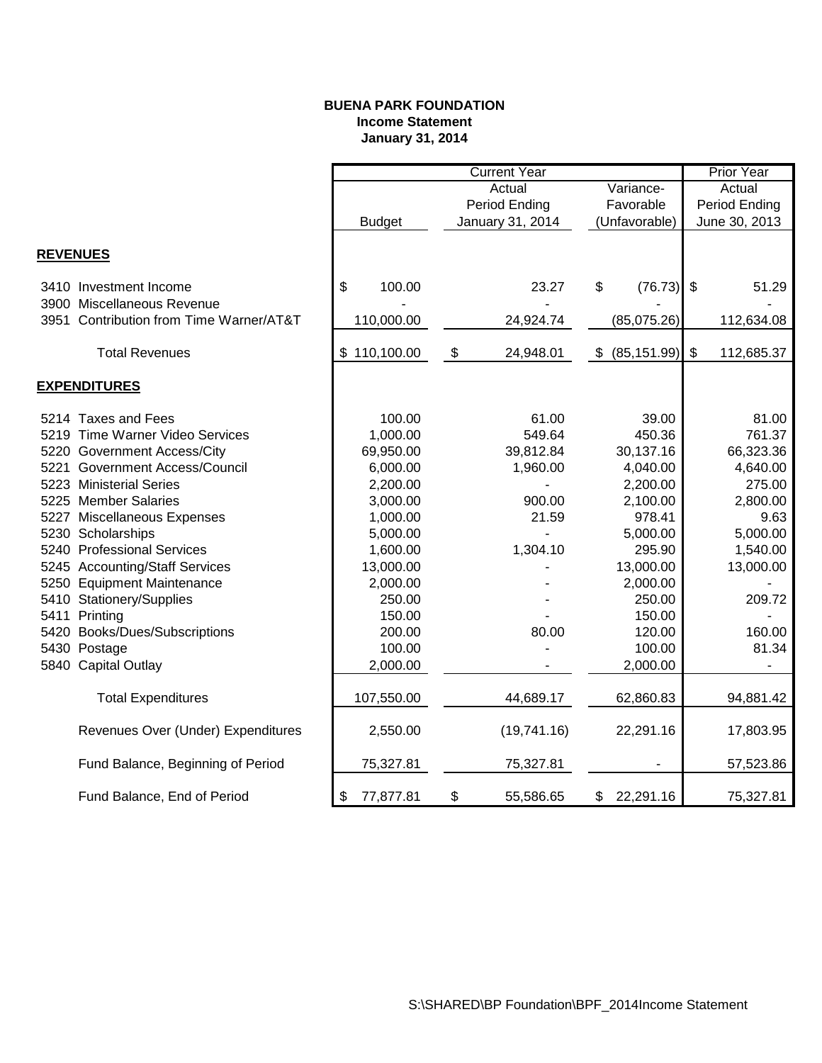**BUENA PARK FOUNDATION**
**Income Statement**
**January 31, 2014**

| | Current Year | | | Prior Year |
|---|---|---|---|---|
| | Budget | Actual Period Ending January 31, 2014 | Variance- Favorable (Unfavorable) | Actual Period Ending June 30, 2013 |
| **REVENUES** | | | | |
| 3410 Investment Income | $ 100.00 | 23.27 | $ (76.73) | $ 51.29 |
| 3900 Miscellaneous Revenue | - | - | - | - |
| 3951 Contribution from Time Warner/AT&T | 110,000.00 | 24,924.74 | (85,075.26) | 112,634.08 |
| Total Revenues | $ 110,100.00 | $ 24,948.01 | $ (85,151.99) | $ 112,685.37 |
| **EXPENDITURES** | | | | |
| 5214 Taxes and Fees | 100.00 | 61.00 | 39.00 | 81.00 |
| 5219 Time Warner Video Services | 1,000.00 | 549.64 | 450.36 | 761.37 |
| 5220 Government Access/City | 69,950.00 | 39,812.84 | 30,137.16 | 66,323.36 |
| 5221 Government Access/Council | 6,000.00 | 1,960.00 | 4,040.00 | 4,640.00 |
| 5223 Ministerial Series | 2,200.00 | - | 2,200.00 | 275.00 |
| 5225 Member Salaries | 3,000.00 | 900.00 | 2,100.00 | 2,800.00 |
| 5227 Miscellaneous Expenses | 1,000.00 | 21.59 | 978.41 | 9.63 |
| 5230 Scholarships | 5,000.00 | - | 5,000.00 | 5,000.00 |
| 5240 Professional Services | 1,600.00 | 1,304.10 | 295.90 | 1,540.00 |
| 5245 Accounting/Staff Services | 13,000.00 | - | 13,000.00 | 13,000.00 |
| 5250 Equipment Maintenance | 2,000.00 | - | 2,000.00 | - |
| 5410 Stationery/Supplies | 250.00 | - | 250.00 | 209.72 |
| 5411 Printing | 150.00 | - | 150.00 | - |
| 5420 Books/Dues/Subscriptions | 200.00 | 80.00 | 120.00 | 160.00 |
| 5430 Postage | 100.00 | - | 100.00 | 81.34 |
| 5840 Capital Outlay | 2,000.00 | - | 2,000.00 | - |
| Total Expenditures | 107,550.00 | 44,689.17 | 62,860.83 | 94,881.42 |
| Revenues Over (Under) Expenditures | 2,550.00 | (19,741.16) | 22,291.16 | 17,803.95 |
| Fund Balance, Beginning of Period | 75,327.81 | 75,327.81 | - | 57,523.86 |
| Fund Balance, End of Period | $ 77,877.81 | $ 55,586.65 | $ 22,291.16 | 75,327.81 |

S:\SHARED\BP Foundation\BPF_2014Income Statement